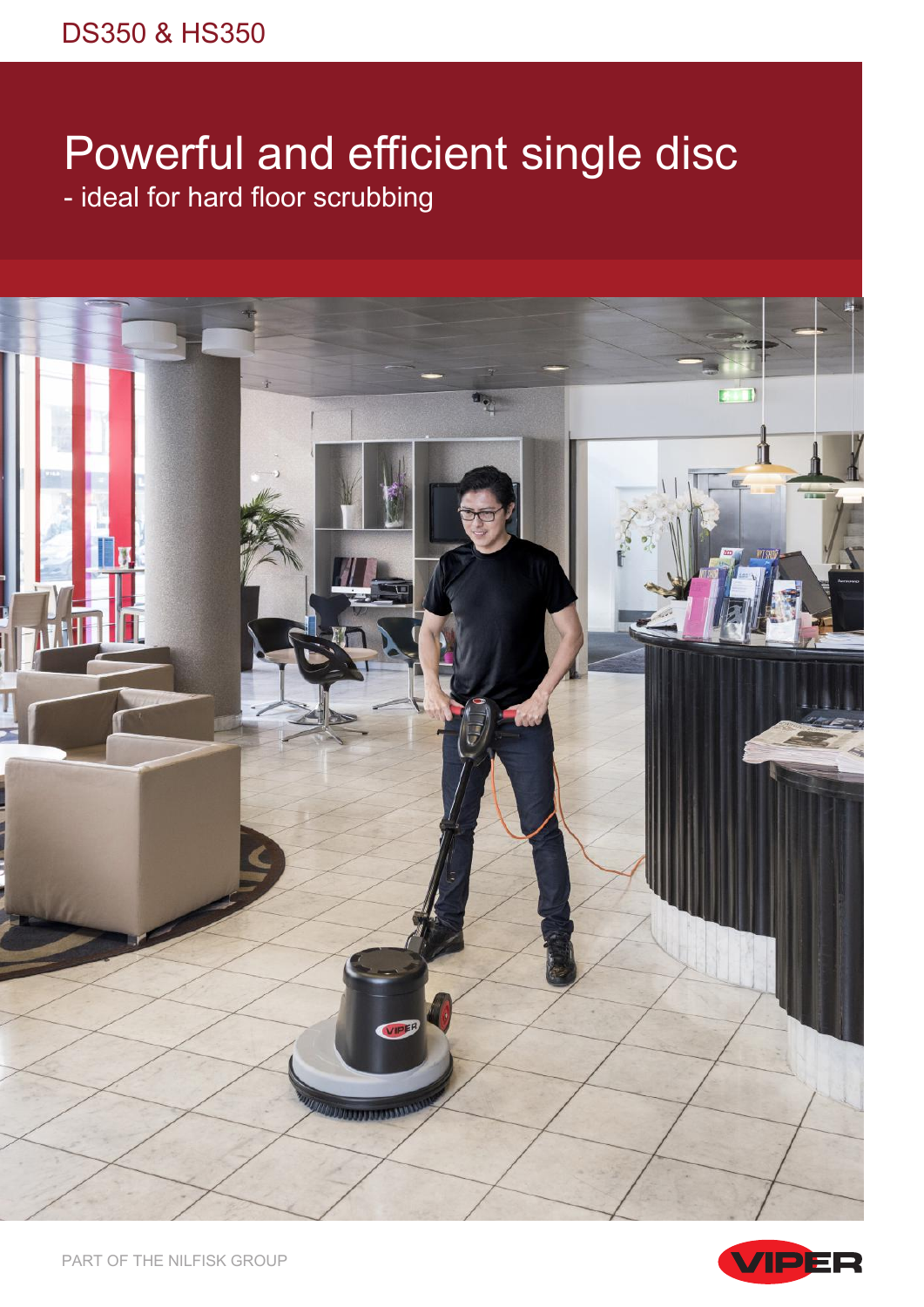DS350 & HS350

# Powerful and efficient single disc

## - ideal for hard floor scrubbing

PART OF THE NILFISK GROUP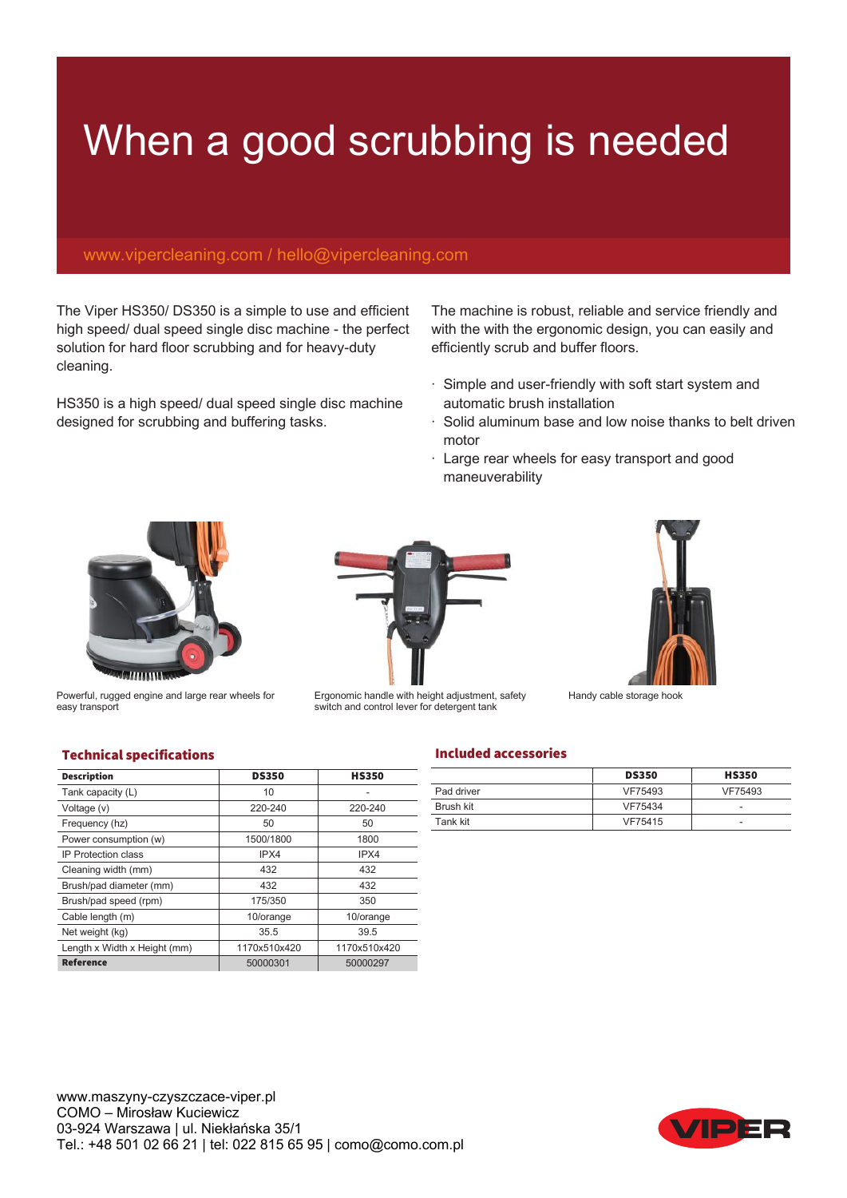# When a good scrubbing is needed

www.vipercleaning.com / hello@vipercleaning.com

The Viper HS350/ DS350 is a simple to use and efficient high speed/ dual speed single disc machine - the perfect solution for hard floor scrubbing and for heavy-duty cleaning.

HS350 is a high speed/ dual speed single disc machine designed for scrubbing and buffering tasks.

The machine is robust, reliable and service friendly and with the with the ergonomic design, you can easily and efficiently scrub and buffer floors.

- Simple and user-friendly with soft start system and automatic brush installation
- Solid aluminum base and low noise thanks to belt driven motor
- Large rear wheels for easy transport and good maneuverability

Powerful, rugged engine and large rear wheels for easy transport

Ergonomic handle with height adjustment, safety switch and control lever for detergent tank

Handy cable storage hook

## Technical specifications

| Description | DS350 | HS350 |
| --- | --- | --- |
| Tank capacity (L) | 10 | - |
| Voltage (v) | 220-240 | 220-240 |
| Frequency (hz) | 50 | 50 |
| Power consumption (w) | 1500/1800 | 1800 |
| IP Protection class | IPX4 | IPX4 |
| Cleaning width (mm) | 432 | 432 |
| Brush/pad diameter (mm) | 432 | 432 |
| Brush/pad speed (rpm) | 175/350 | 350 |
| Cable length (m) | 10/orange | 10/orange |
| Net weight (kg) | 35.5 | 39.5 |
| Length x Width x Height (mm) | 1170x510x420 | 1170x510x420 |
| **Reference** | 50000301 | 50000297 |

## Included accessories

| | DS350 | HS350 |
| --- | --- | --- |
| Pad driver | VF75493 | VF75493 |
| Brush kit | VF75434 | - |
| Tank kit | VF75415 | - |

www.maszyny-czyszczace-viper.pl
COMO – Mirosław Kuciewicz
03-924 Warszawa | ul. Niekłańska 35/1
Tel.: +48 501 02 66 21 | tel: 022 815 65 95 | como@como.com.pl

VIPER